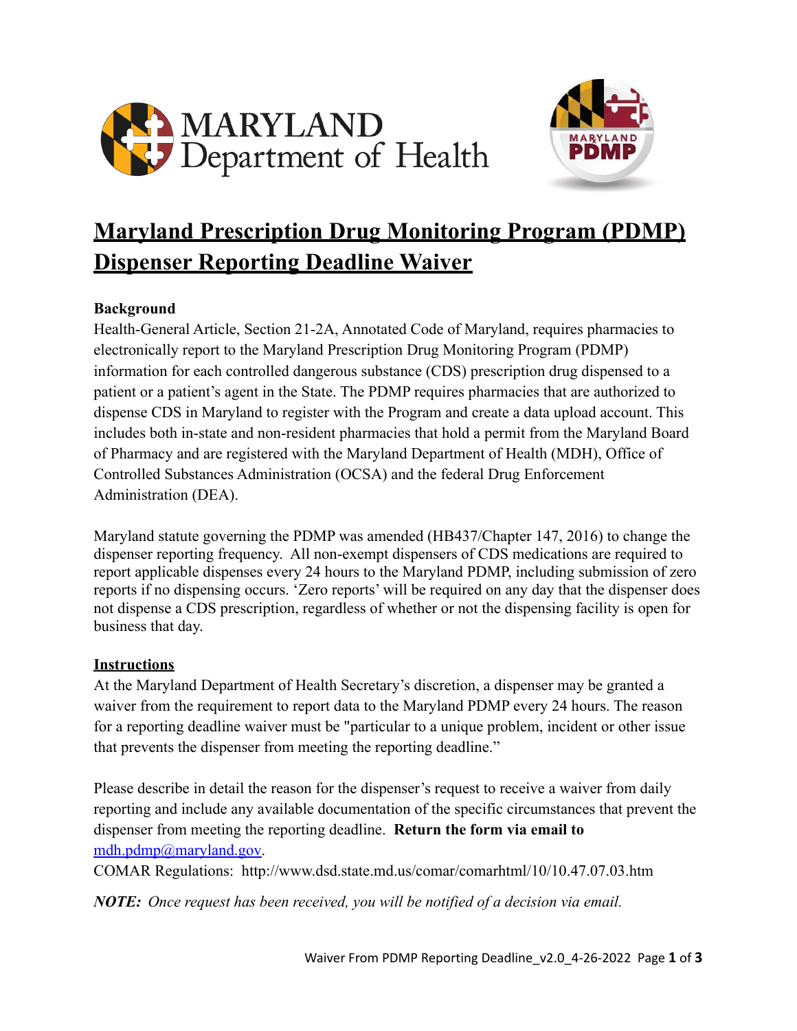# Maryland Prescription Drug Monitoring Program (PDMP) Dispenser Reporting Deadline Waiver

**Background**

Health-General Article, Section 21-2A, Annotated Code of Maryland, requires pharmacies to electronically report to the Maryland Prescription Drug Monitoring Program (PDMP) information for each controlled dangerous substance (CDS) prescription drug dispensed to a patient or a patient's agent in the State. The PDMP requires pharmacies that are authorized to dispense CDS in Maryland to register with the Program and create a data upload account. This includes both in-state and non-resident pharmacies that hold a permit from the Maryland Board of Pharmacy and are registered with the Maryland Department of Health (MDH), Office of Controlled Substances Administration (OCSA) and the federal Drug Enforcement Administration (DEA).

Maryland statute governing the PDMP was amended (HB437/Chapter 147, 2016) to change the dispenser reporting frequency. All non-exempt dispensers of CDS medications are required to report applicable dispenses every 24 hours to the Maryland PDMP, including submission of zero reports if no dispensing occurs. 'Zero reports' will be required on any day that the dispenser does not dispense a CDS prescription, regardless of whether or not the dispensing facility is open for business that day.

**Instructions**

At the Maryland Department of Health Secretary's discretion, a dispenser may be granted a waiver from the requirement to report data to the Maryland PDMP every 24 hours. The reason for a reporting deadline waiver must be "particular to a unique problem, incident or other issue that prevents the dispenser from meeting the reporting deadline."

Please describe in detail the reason for the dispenser's request to receive a waiver from daily reporting and include any available documentation of the specific circumstances that prevent the dispenser from meeting the reporting deadline. **Return the form via email to** mdh.pdmp@maryland.gov.

COMAR Regulations: http://www.dsd.state.md.us/comar/comarhtml/10/10.47.07.03.htm

***NOTE:*** *Once request has been received, you will be notified of a decision via email.*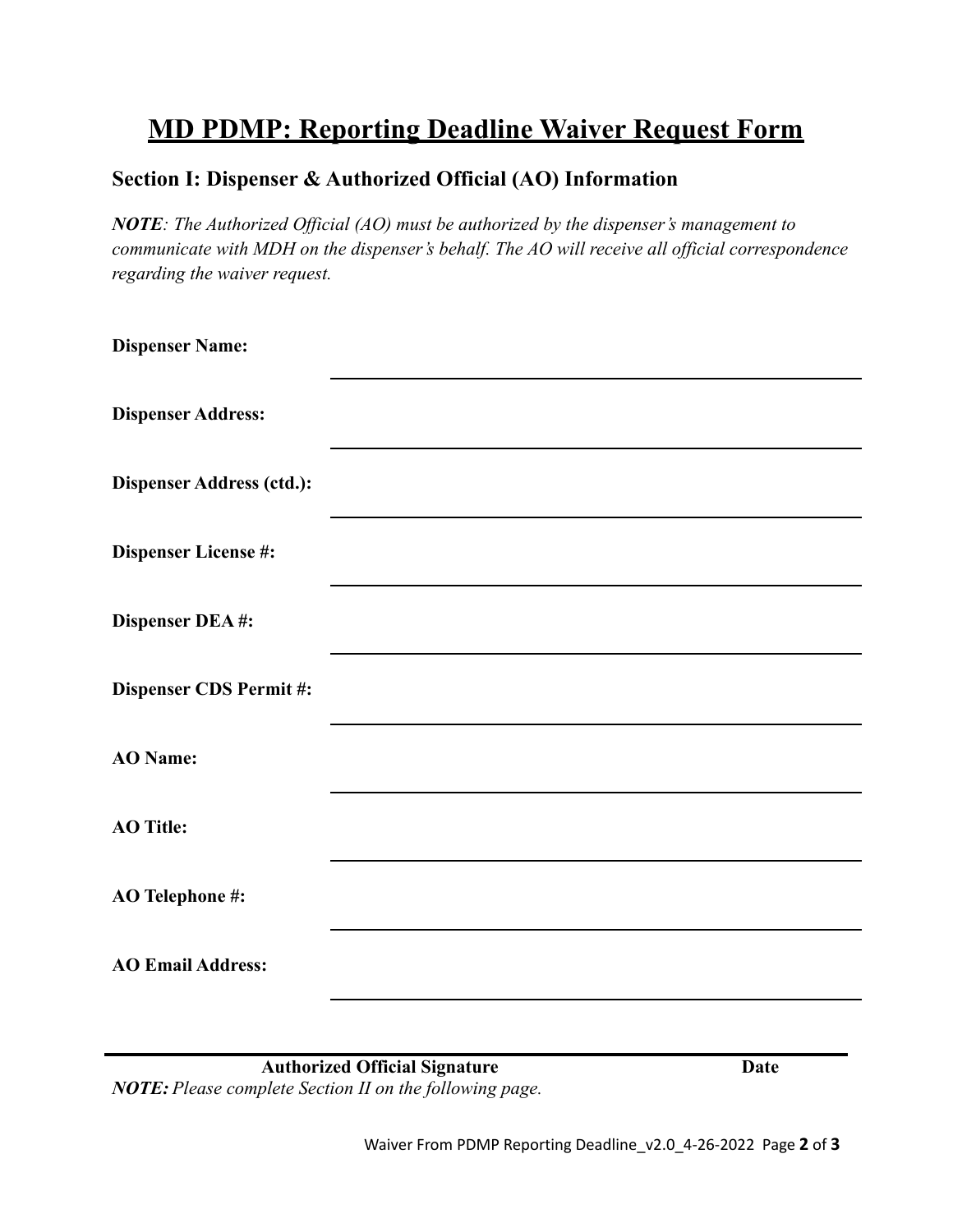# MD PDMP: Reporting Deadline Waiver Request Form

## Section I: Dispenser & Authorized Official (AO) Information

***NOTE****: The Authorized Official (AO) must be authorized by the dispenser's management to communicate with MDH on the dispenser's behalf. The AO will receive all official correspondence regarding the waiver request.*

**Dispenser Name:** ______________________________

**Dispenser Address:** ______________________________

**Dispenser Address (ctd.):** ______________________________

**Dispenser License #:** ______________________________

**Dispenser DEA #:** ______________________________

**Dispenser CDS Permit #:** ______________________________

**AO Name:** ______________________________

**AO Title:** ______________________________

**AO Telephone #:** ______________________________

**AO Email Address:** ______________________________

______________________________________________________________

**Authorized Official Signature** **Date**

***NOTE:*** *Please complete Section II on the following page.*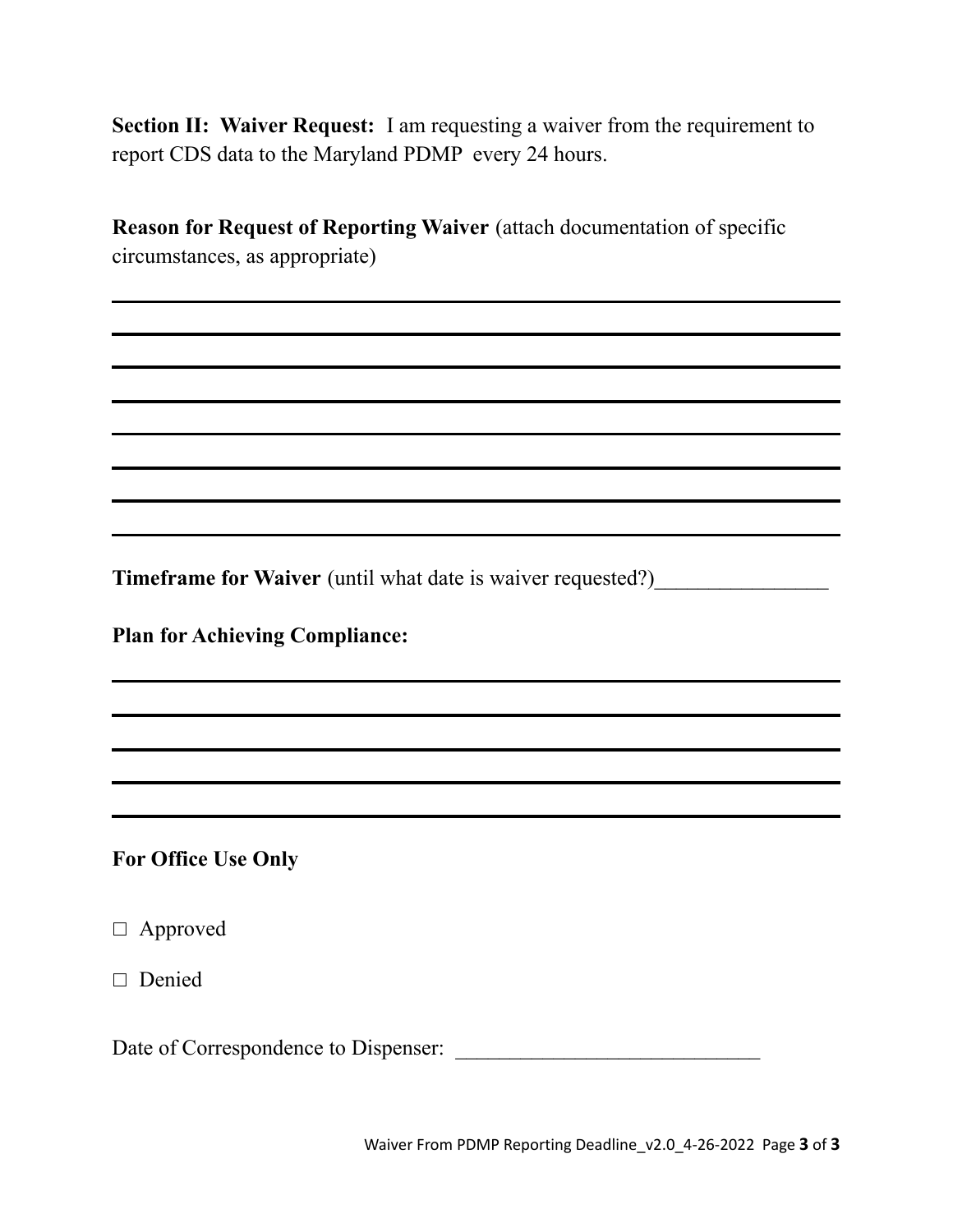**Section II: Waiver Request:** I am requesting a waiver from the requirement to report CDS data to the Maryland PDMP every 24 hours.

**Reason for Request of Reporting Waiver** (attach documentation of specific circumstances, as appropriate)

________________________________________________________________________________

________________________________________________________________________________

________________________________________________________________________________

________________________________________________________________________________

________________________________________________________________________________

________________________________________________________________________________

________________________________________________________________________________

________________________________________________________________________________

**Timeframe for Waiver** (until what date is waiver requested?)________________

**Plan for Achieving Compliance:**

________________________________________________________________________________

________________________________________________________________________________

________________________________________________________________________________

________________________________________________________________________________

________________________________________________________________________________

**For Office Use Only**

☐ Approved

☐ Denied

Date of Correspondence to Dispenser: ____________________________